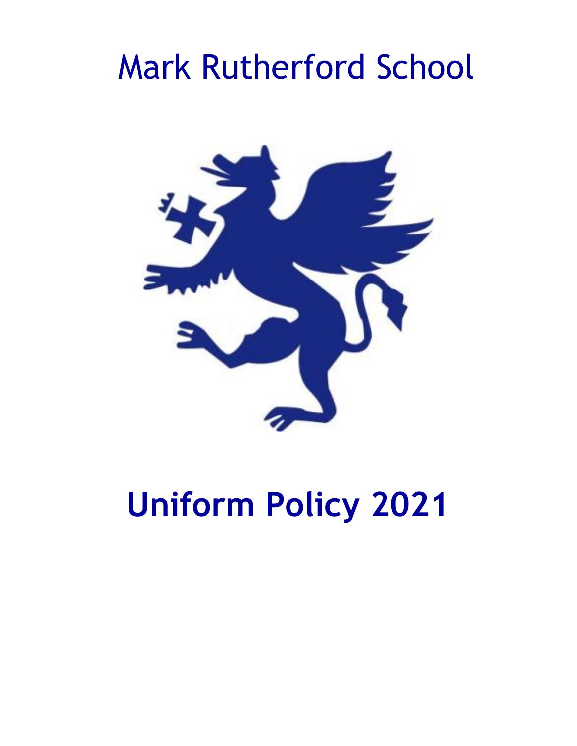# Mark Rutherford School

# Uniform Policy 2021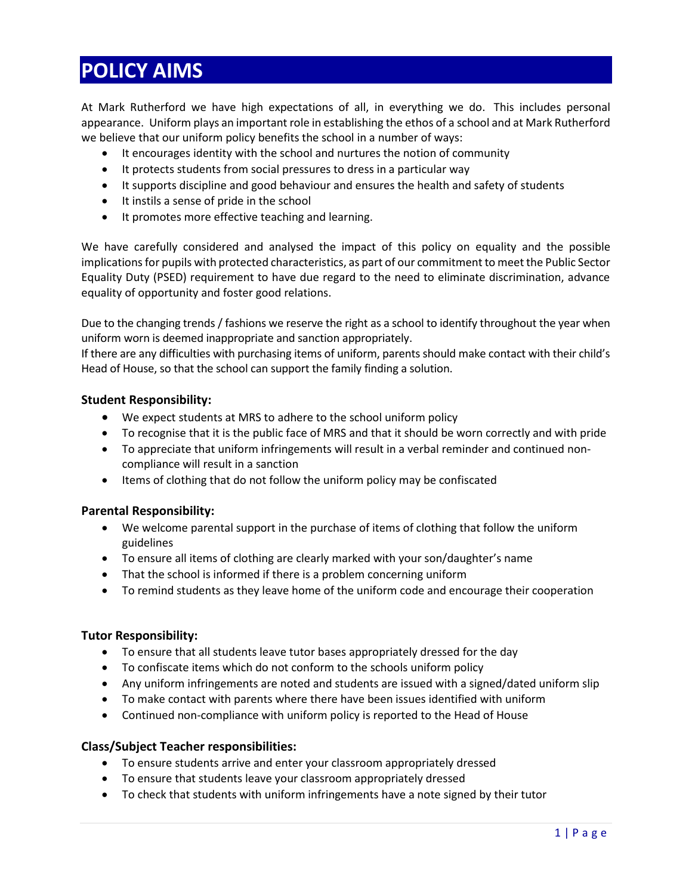# POLICY AIMS

At Mark Rutherford we have high expectations of all, in everything we do. This includes personal appearance. Uniform plays an important role in establishing the ethos of a school and at Mark Rutherford we believe that our uniform policy benefits the school in a number of ways:

- It encourages identity with the school and nurtures the notion of community
- It protects students from social pressures to dress in a particular way
- It supports discipline and good behaviour and ensures the health and safety of students
- It instils a sense of pride in the school
- It promotes more effective teaching and learning.

We have carefully considered and analysed the impact of this policy on equality and the possible implications for pupils with protected characteristics, as part of our commitment to meet the Public Sector Equality Duty (PSED) requirement to have due regard to the need to eliminate discrimination, advance equality of opportunity and foster good relations.

Due to the changing trends / fashions we reserve the right as a school to identify throughout the year when uniform worn is deemed inappropriate and sanction appropriately.
If there are any difficulties with purchasing items of uniform, parents should make contact with their child's Head of House, so that the school can support the family finding a solution.

### Student Responsibility:

- We expect students at MRS to adhere to the school uniform policy
- To recognise that it is the public face of MRS and that it should be worn correctly and with pride
- To appreciate that uniform infringements will result in a verbal reminder and continued non-compliance will result in a sanction
- Items of clothing that do not follow the uniform policy may be confiscated

### Parental Responsibility:

- We welcome parental support in the purchase of items of clothing that follow the uniform guidelines
- To ensure all items of clothing are clearly marked with your son/daughter's name
- That the school is informed if there is a problem concerning uniform
- To remind students as they leave home of the uniform code and encourage their cooperation

### Tutor Responsibility:

- To ensure that all students leave tutor bases appropriately dressed for the day
- To confiscate items which do not conform to the schools uniform policy
- Any uniform infringements are noted and students are issued with a signed/dated uniform slip
- To make contact with parents where there have been issues identified with uniform
- Continued non-compliance with uniform policy is reported to the Head of House

### Class/Subject Teacher responsibilities:

- To ensure students arrive and enter your classroom appropriately dressed
- To ensure that students leave your classroom appropriately dressed
- To check that students with uniform infringements have a note signed by their tutor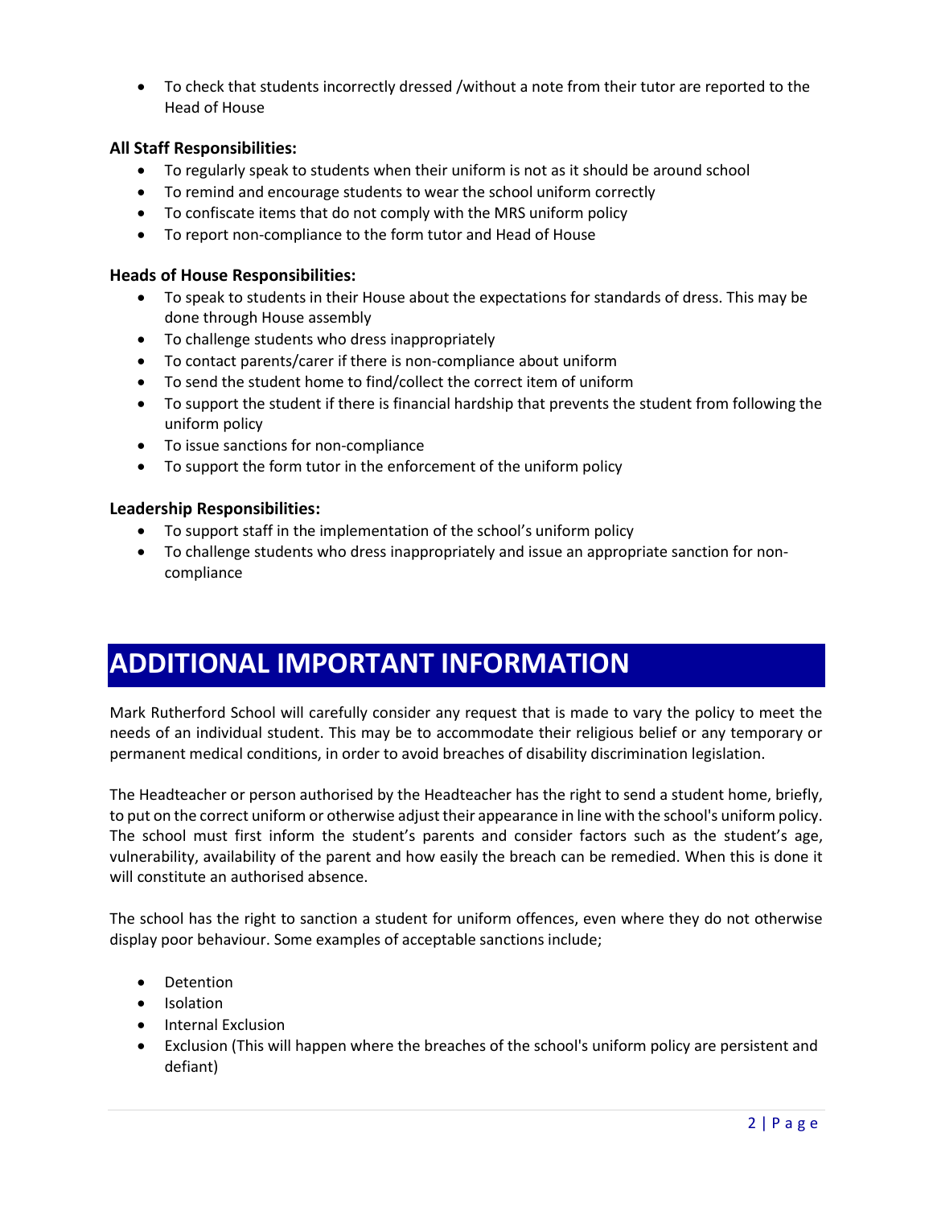- To check that students incorrectly dressed /without a note from their tutor are reported to the Head of House

**All Staff Responsibilities:**

- To regularly speak to students when their uniform is not as it should be around school
- To remind and encourage students to wear the school uniform correctly
- To confiscate items that do not comply with the MRS uniform policy
- To report non-compliance to the form tutor and Head of House

**Heads of House Responsibilities:**

- To speak to students in their House about the expectations for standards of dress. This may be done through House assembly
- To challenge students who dress inappropriately
- To contact parents/carer if there is non-compliance about uniform
- To send the student home to find/collect the correct item of uniform
- To support the student if there is financial hardship that prevents the student from following the uniform policy
- To issue sanctions for non-compliance
- To support the form tutor in the enforcement of the uniform policy

**Leadership Responsibilities:**

- To support staff in the implementation of the school's uniform policy
- To challenge students who dress inappropriately and issue an appropriate sanction for non-compliance

# ADDITIONAL IMPORTANT INFORMATION

Mark Rutherford School will carefully consider any request that is made to vary the policy to meet the needs of an individual student. This may be to accommodate their religious belief or any temporary or permanent medical conditions, in order to avoid breaches of disability discrimination legislation.

The Headteacher or person authorised by the Headteacher has the right to send a student home, briefly, to put on the correct uniform or otherwise adjust their appearance in line with the school's uniform policy. The school must first inform the student's parents and consider factors such as the student's age, vulnerability, availability of the parent and how easily the breach can be remedied. When this is done it will constitute an authorised absence.

The school has the right to sanction a student for uniform offences, even where they do not otherwise display poor behaviour. Some examples of acceptable sanctions include;

- Detention
- Isolation
- Internal Exclusion
- Exclusion (This will happen where the breaches of the school's uniform policy are persistent and defiant)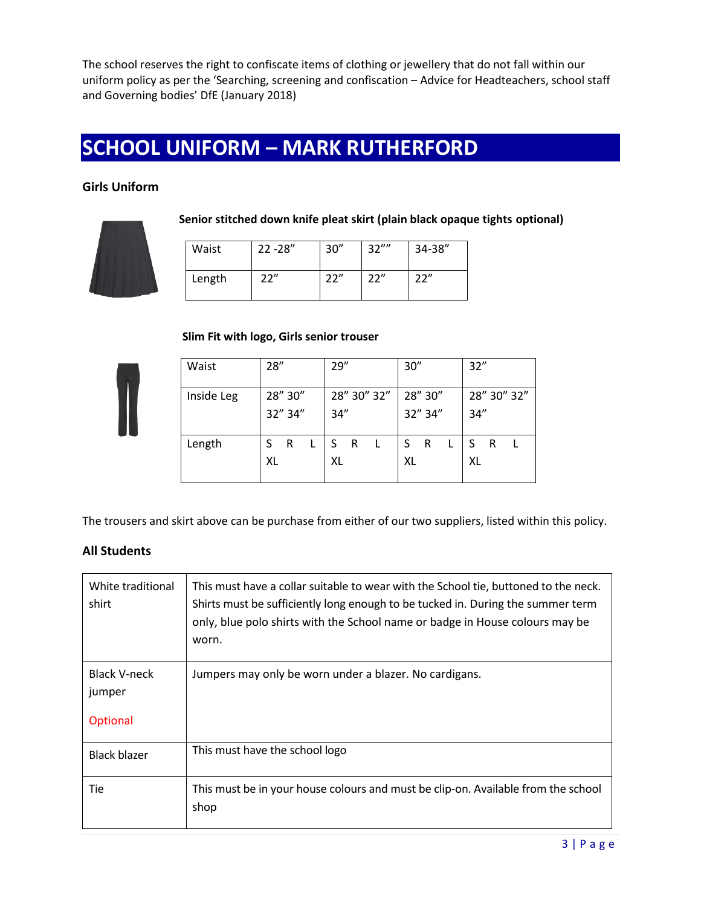The school reserves the right to confiscate items of clothing or jewellery that do not fall within our uniform policy as per the 'Searching, screening and confiscation – Advice for Headteachers, school staff and Governing bodies' DfE (January 2018)

# SCHOOL UNIFORM – MARK RUTHERFORD

### Girls Uniform

**Senior stitched down knife pleat skirt (plain black opaque tights optional)**

| Waist | 22 -28" | 30" | 32"" | 34-38" |
|---|---|---|---|---|
| Length | 22" | 22" | 22" | 22" |

**Slim Fit with logo, Girls senior trouser**

| Waist | 28" | 29" | 30" | 32" |
|---|---|---|---|---|
| Inside Leg | 28" 30" 32" 34" | 28" 30" 32" 34" | 28" 30" 32" 34" | 28" 30" 32" 34" |
| Length | S R L XL | S R L XL | S R L XL | S R L XL |

The trousers and skirt above can be purchase from either of our two suppliers, listed within this policy.

### All Students

| | |
|---|---|
| White traditional shirt | This must have a collar suitable to wear with the School tie, buttoned to the neck. Shirts must be sufficiently long enough to be tucked in. During the summer term only, blue polo shirts with the School name or badge in House colours may be worn. |
| Black V-neck jumper<br><br>Optional | Jumpers may only be worn under a blazer. No cardigans. |
| Black blazer | This must have the school logo |
| Tie | This must be in your house colours and must be clip-on. Available from the school shop |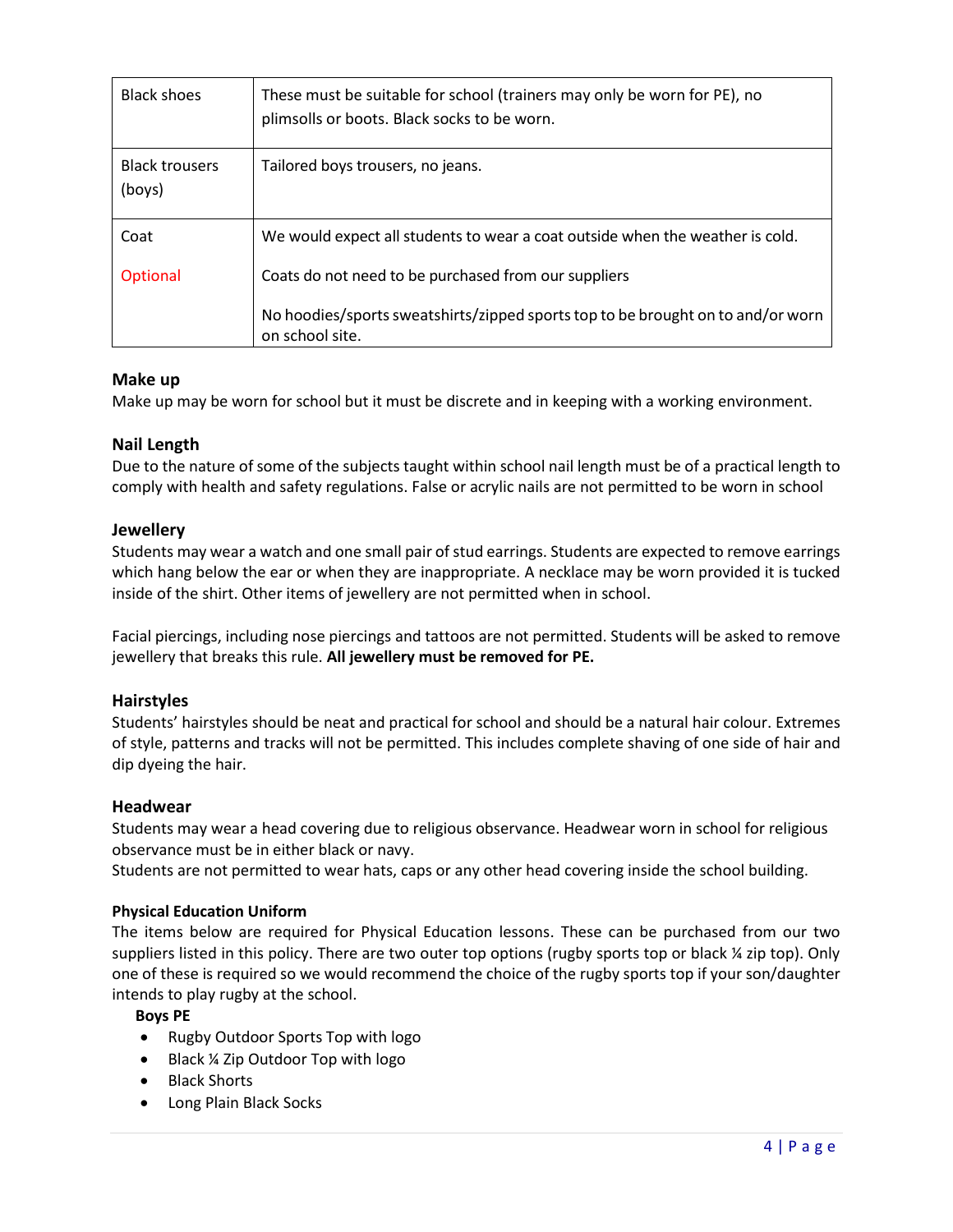| | |
|---|---|
| Black shoes | These must be suitable for school (trainers may only be worn for PE), no plimsolls or boots. Black socks to be worn. |
| Black trousers (boys) | Tailored boys trousers, no jeans. |
| Coat<br><br>Optional | We would expect all students to wear a coat outside when the weather is cold.<br><br>Coats do not need to be purchased from our suppliers<br><br>No hoodies/sports sweatshirts/zipped sports top to be brought on to and/or worn on school site. |

### Make up

Make up may be worn for school but it must be discrete and in keeping with a working environment.

### Nail Length

Due to the nature of some of the subjects taught within school nail length must be of a practical length to comply with health and safety regulations. False or acrylic nails are not permitted to be worn in school

### Jewellery

Students may wear a watch and one small pair of stud earrings. Students are expected to remove earrings which hang below the ear or when they are inappropriate. A necklace may be worn provided it is tucked inside of the shirt. Other items of jewellery are not permitted when in school.

Facial piercings, including nose piercings and tattoos are not permitted. Students will be asked to remove jewellery that breaks this rule. **All jewellery must be removed for PE.**

### Hairstyles

Students' hairstyles should be neat and practical for school and should be a natural hair colour. Extremes of style, patterns and tracks will not be permitted. This includes complete shaving of one side of hair and dip dyeing the hair.

### Headwear

Students may wear a head covering due to religious observance. Headwear worn in school for religious observance must be in either black or navy.
Students are not permitted to wear hats, caps or any other head covering inside the school building.

#### Physical Education Uniform

The items below are required for Physical Education lessons. These can be purchased from our two suppliers listed in this policy. There are two outer top options (rugby sports top or black ¼ zip top). Only one of these is required so we would recommend the choice of the rugby sports top if your son/daughter intends to play rugby at the school.

**Boys PE**

- Rugby Outdoor Sports Top with logo
- Black ¼ Zip Outdoor Top with logo
- Black Shorts
- Long Plain Black Socks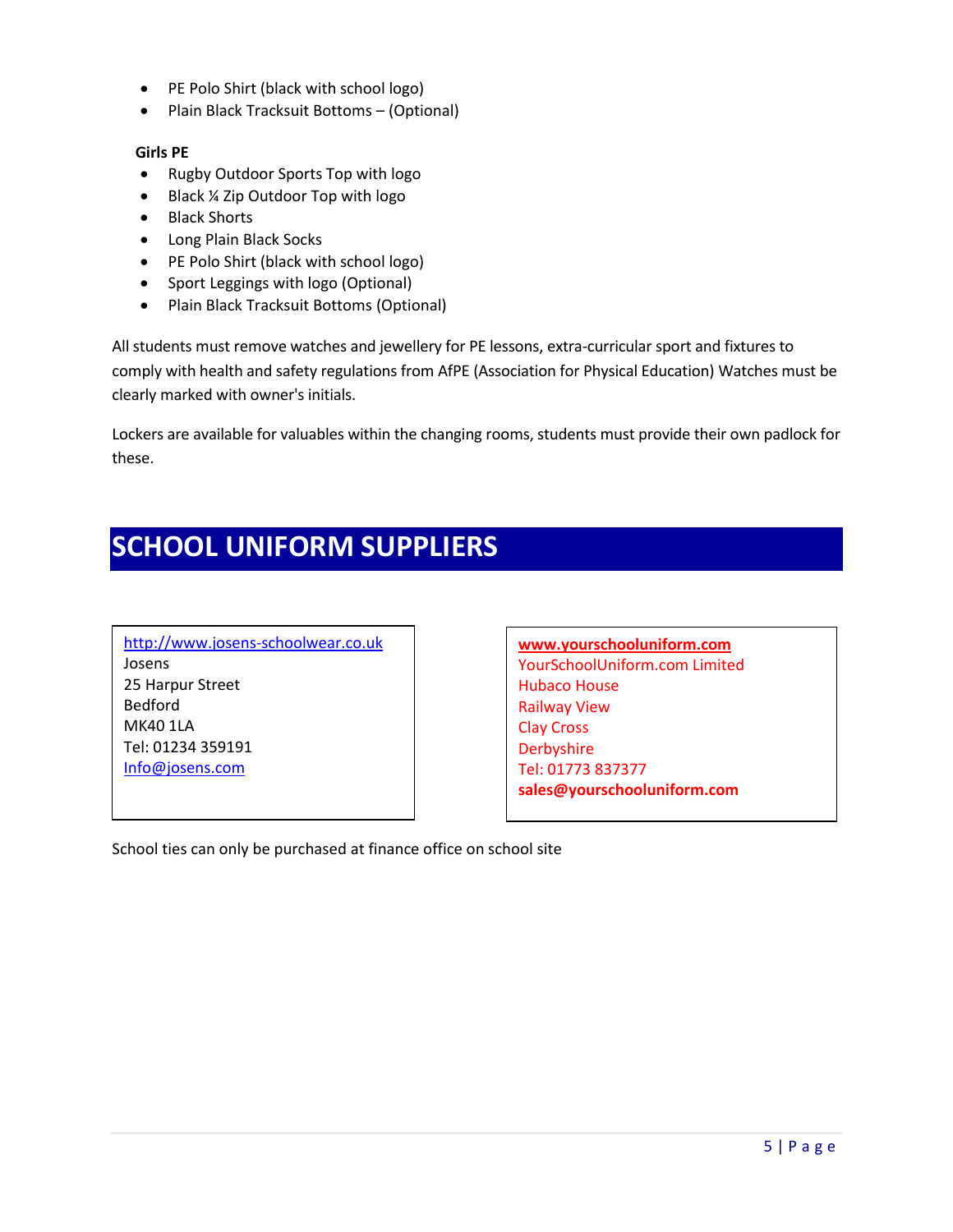- PE Polo Shirt (black with school logo)
- Plain Black Tracksuit Bottoms – (Optional)

**Girls PE**

- Rugby Outdoor Sports Top with logo
- Black ¼ Zip Outdoor Top with logo
- Black Shorts
- Long Plain Black Socks
- PE Polo Shirt (black with school logo)
- Sport Leggings with logo (Optional)
- Plain Black Tracksuit Bottoms (Optional)

All students must remove watches and jewellery for PE lessons, extra-curricular sport and fixtures to comply with health and safety regulations from AfPE (Association for Physical Education) Watches must be clearly marked with owner's initials.

Lockers are available for valuables within the changing rooms, students must provide their own padlock for these.

## SCHOOL UNIFORM SUPPLIERS

http://www.josens-schoolwear.co.uk
Josens
25 Harpur Street
Bedford
MK40 1LA
Tel: 01234 359191
Info@josens.com

**www.yourschooluniform.com**
YourSchoolUniform.com Limited
Hubaco House
Railway View
Clay Cross
Derbyshire
Tel: 01773 837377
**sales@yourschooluniform.com**

School ties can only be purchased at finance office on school site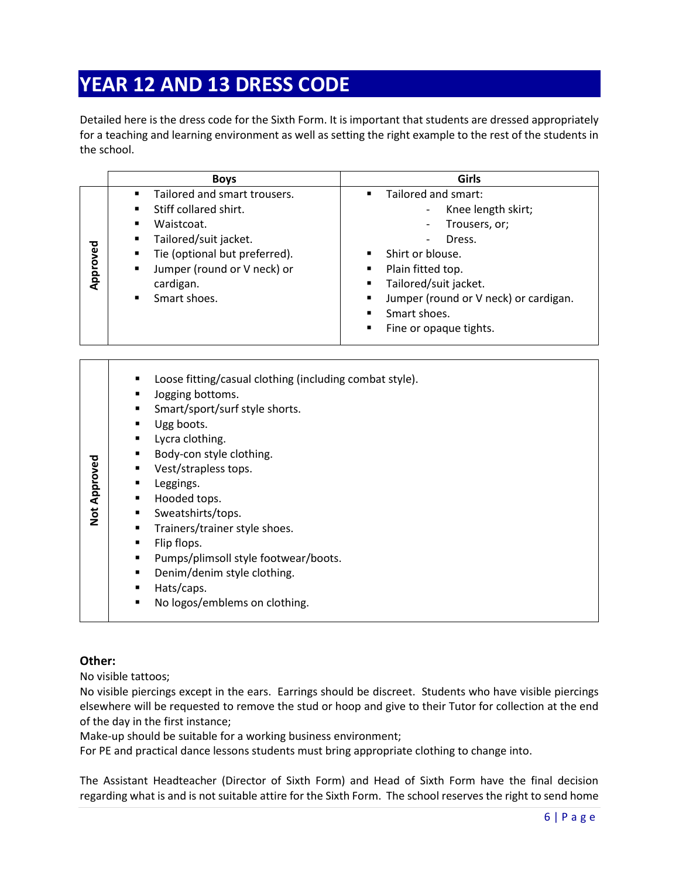# YEAR 12 AND 13 DRESS CODE

Detailed here is the dress code for the Sixth Form. It is important that students are dressed appropriately for a teaching and learning environment as well as setting the right example to the rest of the students in the school.

| | Boys | Girls |
|---|---|---|
| **Approved** | ▪ Tailored and smart trousers.<br>▪ Stiff collared shirt.<br>▪ Waistcoat.<br>▪ Tailored/suit jacket.<br>▪ Tie (optional but preferred).<br>▪ Jumper (round or V neck) or cardigan.<br>▪ Smart shoes. | ▪ Tailored and smart:<br>- Knee length skirt;<br>- Trousers, or;<br>- Dress.<br>▪ Shirt or blouse.<br>▪ Plain fitted top.<br>▪ Tailored/suit jacket.<br>▪ Jumper (round or V neck) or cardigan.<br>▪ Smart shoes.<br>▪ Fine or opaque tights. |

| **Not Approved** | |
|---|---|
| | ▪ Loose fitting/casual clothing (including combat style).<br>▪ Jogging bottoms.<br>▪ Smart/sport/surf style shorts.<br>▪ Ugg boots.<br>▪ Lycra clothing.<br>▪ Body-con style clothing.<br>▪ Vest/strapless tops.<br>▪ Leggings.<br>▪ Hooded tops.<br>▪ Sweatshirts/tops.<br>▪ Trainers/trainer style shoes.<br>▪ Flip flops.<br>▪ Pumps/plimsoll style footwear/boots.<br>▪ Denim/denim style clothing.<br>▪ Hats/caps.<br>▪ No logos/emblems on clothing. |

**Other:**

No visible tattoos;

No visible piercings except in the ears. Earrings should be discreet. Students who have visible piercings elsewhere will be requested to remove the stud or hoop and give to their Tutor for collection at the end of the day in the first instance;

Make-up should be suitable for a working business environment;

For PE and practical dance lessons students must bring appropriate clothing to change into.

The Assistant Headteacher (Director of Sixth Form) and Head of Sixth Form have the final decision regarding what is and is not suitable attire for the Sixth Form. The school reserves the right to send home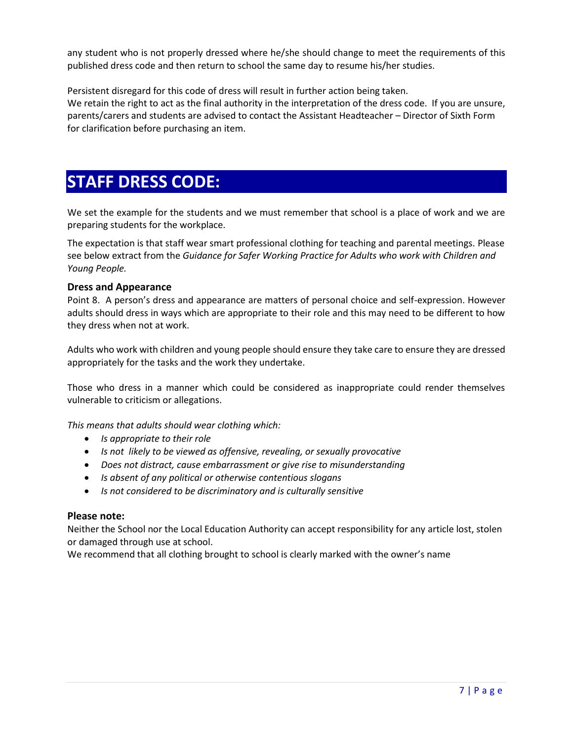any student who is not properly dressed where he/she should change to meet the requirements of this published dress code and then return to school the same day to resume his/her studies.

Persistent disregard for this code of dress will result in further action being taken.
We retain the right to act as the final authority in the interpretation of the dress code. If you are unsure, parents/carers and students are advised to contact the Assistant Headteacher – Director of Sixth Form for clarification before purchasing an item.

# STAFF DRESS CODE:

We set the example for the students and we must remember that school is a place of work and we are preparing students for the workplace.

The expectation is that staff wear smart professional clothing for teaching and parental meetings. Please see below extract from the *Guidance for Safer Working Practice for Adults who work with Children and Young People.*

### Dress and Appearance

Point 8. A person's dress and appearance are matters of personal choice and self-expression. However adults should dress in ways which are appropriate to their role and this may need to be different to how they dress when not at work.

Adults who work with children and young people should ensure they take care to ensure they are dressed appropriately for the tasks and the work they undertake.

Those who dress in a manner which could be considered as inappropriate could render themselves vulnerable to criticism or allegations.

*This means that adults should wear clothing which:*

- *Is appropriate to their role*
- *Is not likely to be viewed as offensive, revealing, or sexually provocative*
- *Does not distract, cause embarrassment or give rise to misunderstanding*
- *Is absent of any political or otherwise contentious slogans*
- *Is not considered to be discriminatory and is culturally sensitive*

### Please note:

Neither the School nor the Local Education Authority can accept responsibility for any article lost, stolen or damaged through use at school.
We recommend that all clothing brought to school is clearly marked with the owner's name